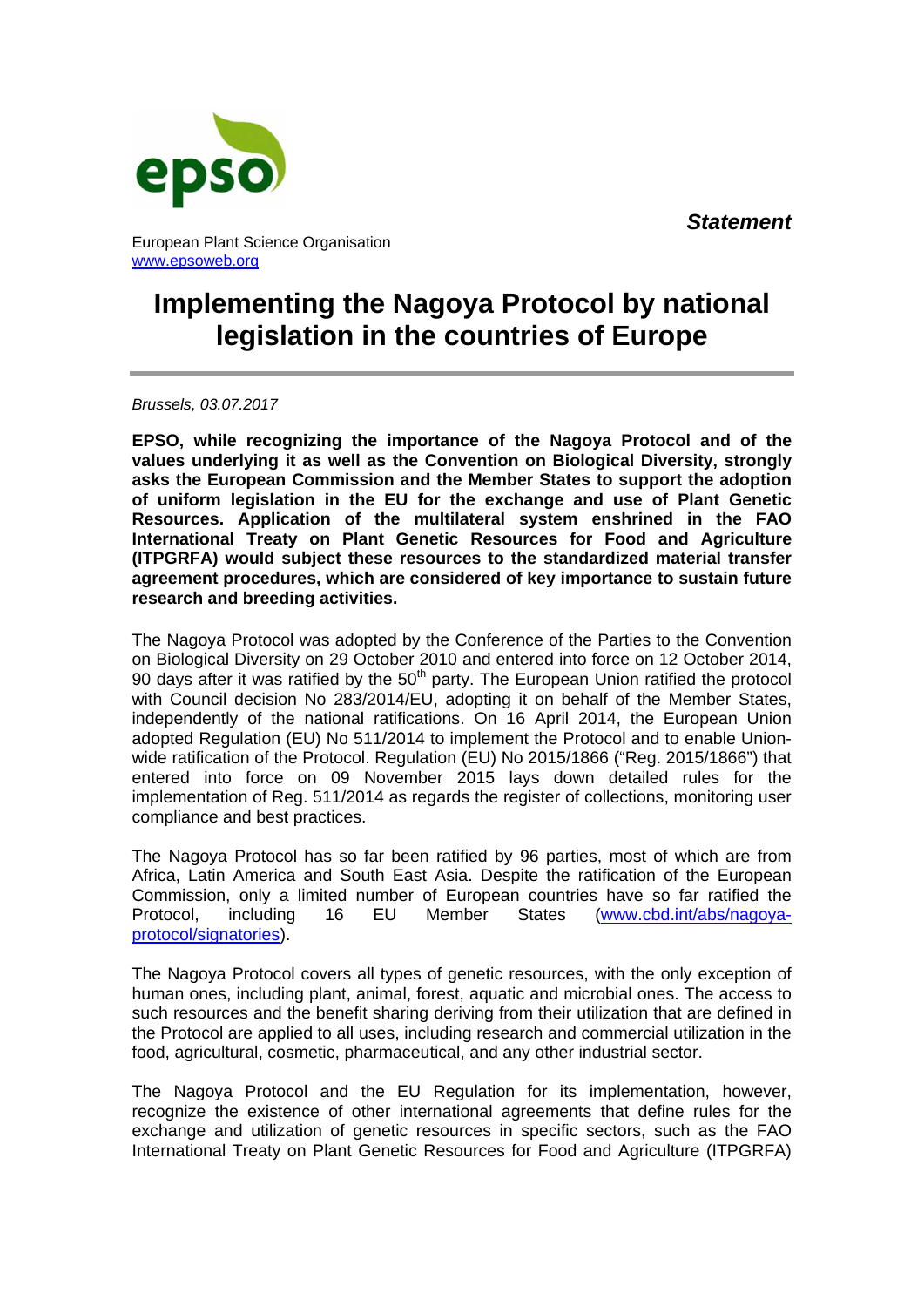*Statement*

European Plant Science Organisation
www.epsoweb.org

# Implementing the Nagoya Protocol by national legislation in the countries of Europe

*Brussels, 03.07.2017*

**EPSO, while recognizing the importance of the Nagoya Protocol and of the values underlying it as well as the Convention on Biological Diversity, strongly asks the European Commission and the Member States to support the adoption of uniform legislation in the EU for the exchange and use of Plant Genetic Resources. Application of the multilateral system enshrined in the FAO International Treaty on Plant Genetic Resources for Food and Agriculture (ITPGRFA) would subject these resources to the standardized material transfer agreement procedures, which are considered of key importance to sustain future research and breeding activities.**

The Nagoya Protocol was adopted by the Conference of the Parties to the Convention on Biological Diversity on 29 October 2010 and entered into force on 12 October 2014, 90 days after it was ratified by the 50th party. The European Union ratified the protocol with Council decision No 283/2014/EU, adopting it on behalf of the Member States, independently of the national ratifications. On 16 April 2014, the European Union adopted Regulation (EU) No 511/2014 to implement the Protocol and to enable Union-wide ratification of the Protocol. Regulation (EU) No 2015/1866 ("Reg. 2015/1866") that entered into force on 09 November 2015 lays down detailed rules for the implementation of Reg. 511/2014 as regards the register of collections, monitoring user compliance and best practices.

The Nagoya Protocol has so far been ratified by 96 parties, most of which are from Africa, Latin America and South East Asia. Despite the ratification of the European Commission, only a limited number of European countries have so far ratified the Protocol, including 16 EU Member States (www.cbd.int/abs/nagoya-protocol/signatories).

The Nagoya Protocol covers all types of genetic resources, with the only exception of human ones, including plant, animal, forest, aquatic and microbial ones. The access to such resources and the benefit sharing deriving from their utilization that are defined in the Protocol are applied to all uses, including research and commercial utilization in the food, agricultural, cosmetic, pharmaceutical, and any other industrial sector.

The Nagoya Protocol and the EU Regulation for its implementation, however, recognize the existence of other international agreements that define rules for the exchange and utilization of genetic resources in specific sectors, such as the FAO International Treaty on Plant Genetic Resources for Food and Agriculture (ITPGRFA)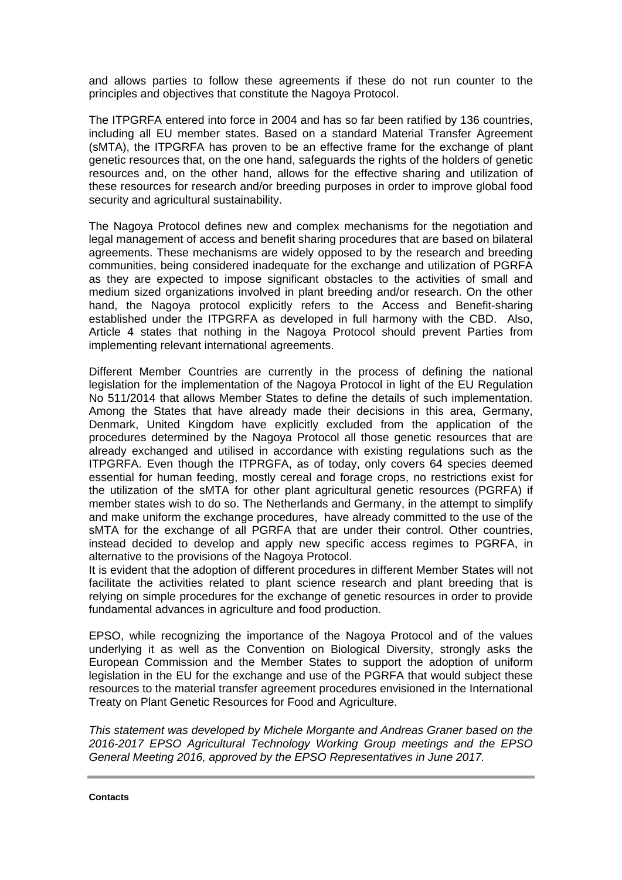and allows parties to follow these agreements if these do not run counter to the principles and objectives that constitute the Nagoya Protocol.

The ITPGRFA entered into force in 2004 and has so far been ratified by 136 countries, including all EU member states. Based on a standard Material Transfer Agreement (sMTA), the ITPGRFA has proven to be an effective frame for the exchange of plant genetic resources that, on the one hand, safeguards the rights of the holders of genetic resources and, on the other hand, allows for the effective sharing and utilization of these resources for research and/or breeding purposes in order to improve global food security and agricultural sustainability.

The Nagoya Protocol defines new and complex mechanisms for the negotiation and legal management of access and benefit sharing procedures that are based on bilateral agreements. These mechanisms are widely opposed to by the research and breeding communities, being considered inadequate for the exchange and utilization of PGRFA as they are expected to impose significant obstacles to the activities of small and medium sized organizations involved in plant breeding and/or research. On the other hand, the Nagoya protocol explicitly refers to the Access and Benefit-sharing established under the ITPGRFA as developed in full harmony with the CBD. Also, Article 4 states that nothing in the Nagoya Protocol should prevent Parties from implementing relevant international agreements.

Different Member Countries are currently in the process of defining the national legislation for the implementation of the Nagoya Protocol in light of the EU Regulation No 511/2014 that allows Member States to define the details of such implementation. Among the States that have already made their decisions in this area, Germany, Denmark, United Kingdom have explicitly excluded from the application of the procedures determined by the Nagoya Protocol all those genetic resources that are already exchanged and utilised in accordance with existing regulations such as the ITPGRFA. Even though the ITPRGFA, as of today, only covers 64 species deemed essential for human feeding, mostly cereal and forage crops, no restrictions exist for the utilization of the sMTA for other plant agricultural genetic resources (PGRFA) if member states wish to do so. The Netherlands and Germany, in the attempt to simplify and make uniform the exchange procedures, have already committed to the use of the sMTA for the exchange of all PGRFA that are under their control. Other countries, instead decided to develop and apply new specific access regimes to PGRFA, in alternative to the provisions of the Nagoya Protocol.

It is evident that the adoption of different procedures in different Member States will not facilitate the activities related to plant science research and plant breeding that is relying on simple procedures for the exchange of genetic resources in order to provide fundamental advances in agriculture and food production.

EPSO, while recognizing the importance of the Nagoya Protocol and of the values underlying it as well as the Convention on Biological Diversity, strongly asks the European Commission and the Member States to support the adoption of uniform legislation in the EU for the exchange and use of the PGRFA that would subject these resources to the material transfer agreement procedures envisioned in the International Treaty on Plant Genetic Resources for Food and Agriculture.

*This statement was developed by Michele Morgante and Andreas Graner based on the 2016-2017 EPSO Agricultural Technology Working Group meetings and the EPSO General Meeting 2016, approved by the EPSO Representatives in June 2017.*

---

**Contacts**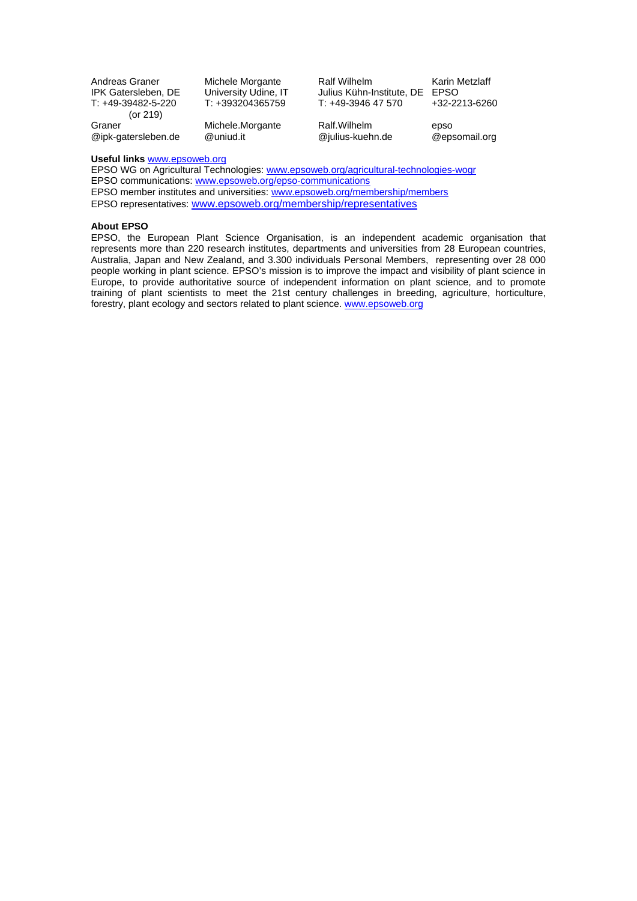| | | | |
|---|---|---|---|
| Andreas Graner | Michele Morgante | Ralf Wilhelm | Karin Metzlaff |
| IPK Gatersleben, DE | University Udine, IT | Julius Kühn-Institute, DE | EPSO |
| T: +49-39482-5-220 (or 219) | T: +393204365759 | T: +49-3946 47 570 | +32-2213-6260 |
| Graner @ipk-gatersleben.de | Michele.Morgante @uniud.it | Ralf.Wilhelm @julius-kuehn.de | epso @epsomail.org |

**Useful links** www.epsoweb.org

EPSO WG on Agricultural Technologies: www.epsoweb.org/agricultural-technologies-wogr
EPSO communications: www.epsoweb.org/epso-communications
EPSO member institutes and universities: www.epsoweb.org/membership/members
EPSO representatives: www.epsoweb.org/membership/representatives

**About EPSO**

EPSO, the European Plant Science Organisation, is an independent academic organisation that represents more than 220 research institutes, departments and universities from 28 European countries, Australia, Japan and New Zealand, and 3.300 individuals Personal Members, representing over 28 000 people working in plant science. EPSO's mission is to improve the impact and visibility of plant science in Europe, to provide authoritative source of independent information on plant science, and to promote training of plant scientists to meet the 21st century challenges in breeding, agriculture, horticulture, forestry, plant ecology and sectors related to plant science. www.epsoweb.org